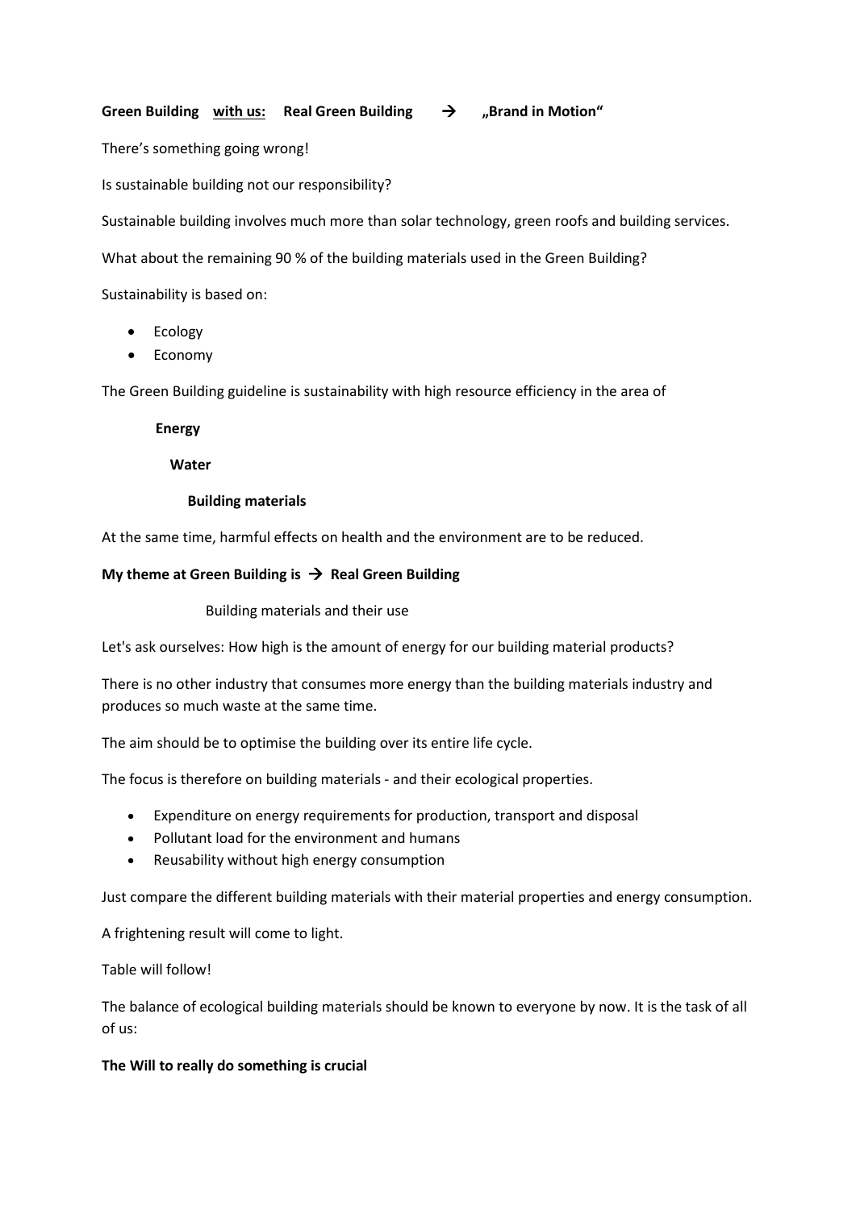**Green Building** **<u>with us:</u>** **Real Green Building** **→** **„Brand in Motion"**

There's something going wrong!

Is sustainable building not our responsibility?

Sustainable building involves much more than solar technology, green roofs and building services.

What about the remaining 90 % of the building materials used in the Green Building?

Sustainability is based on:

- Ecology
- Economy

The Green Building guideline is sustainability with high resource efficiency in the area of

**Energy**

**Water**

**Building materials**

At the same time, harmful effects on health and the environment are to be reduced.

**My theme at Green Building is → Real Green Building**

Building materials and their use

Let's ask ourselves: How high is the amount of energy for our building material products?

There is no other industry that consumes more energy than the building materials industry and produces so much waste at the same time.

The aim should be to optimise the building over its entire life cycle.

The focus is therefore on building materials - and their ecological properties.

- Expenditure on energy requirements for production, transport and disposal
- Pollutant load for the environment and humans
- Reusability without high energy consumption

Just compare the different building materials with their material properties and energy consumption.

A frightening result will come to light.

Table will follow!

The balance of ecological building materials should be known to everyone by now. It is the task of all of us:

**The Will to really do something is crucial**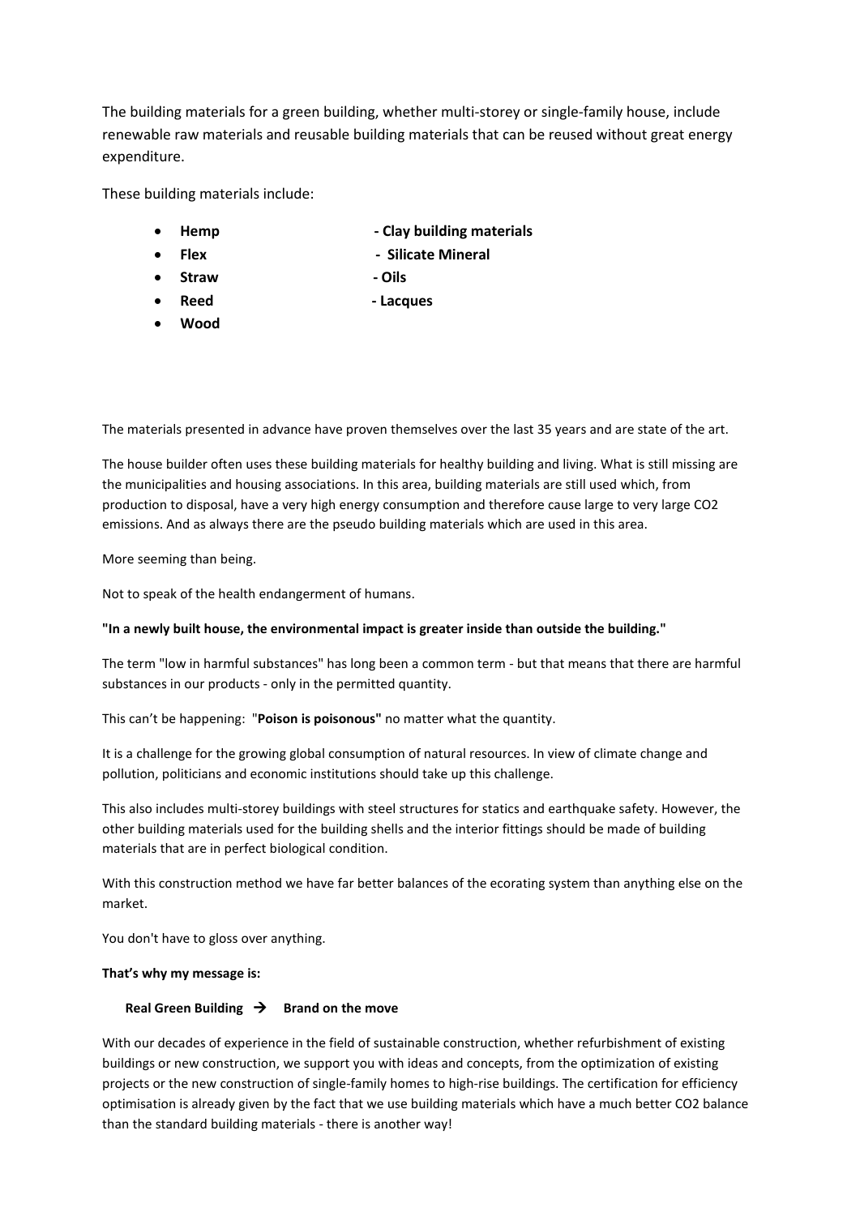The building materials for a green building, whether multi-storey or single-family house, include renewable raw materials and reusable building materials that can be reused without great energy expenditure.

These building materials include:

- **Hemp**
- **Flex**
- **Straw**
- **Reed**
- **Wood**

- **Clay building materials**
- **Silicate Mineral**
- **Oils**
- **Lacques**

The materials presented in advance have proven themselves over the last 35 years and are state of the art.

The house builder often uses these building materials for healthy building and living. What is still missing are the municipalities and housing associations. In this area, building materials are still used which, from production to disposal, have a very high energy consumption and therefore cause large to very large CO2 emissions. And as always there are the pseudo building materials which are used in this area.

More seeming than being.

Not to speak of the health endangerment of humans.

**"In a newly built house, the environmental impact is greater inside than outside the building."**

The term "low in harmful substances" has long been a common term - but that means that there are harmful substances in our products - only in the permitted quantity.

This can't be happening: "**Poison is poisonous"** no matter what the quantity.

It is a challenge for the growing global consumption of natural resources. In view of climate change and pollution, politicians and economic institutions should take up this challenge.

This also includes multi-storey buildings with steel structures for statics and earthquake safety. However, the other building materials used for the building shells and the interior fittings should be made of building materials that are in perfect biological condition.

With this construction method we have far better balances of the ecorating system than anything else on the market.

You don't have to gloss over anything.

**That's why my message is:**

**Real Green Building → Brand on the move**

With our decades of experience in the field of sustainable construction, whether refurbishment of existing buildings or new construction, we support you with ideas and concepts, from the optimization of existing projects or the new construction of single-family homes to high-rise buildings. The certification for efficiency optimisation is already given by the fact that we use building materials which have a much better CO2 balance than the standard building materials - there is another way!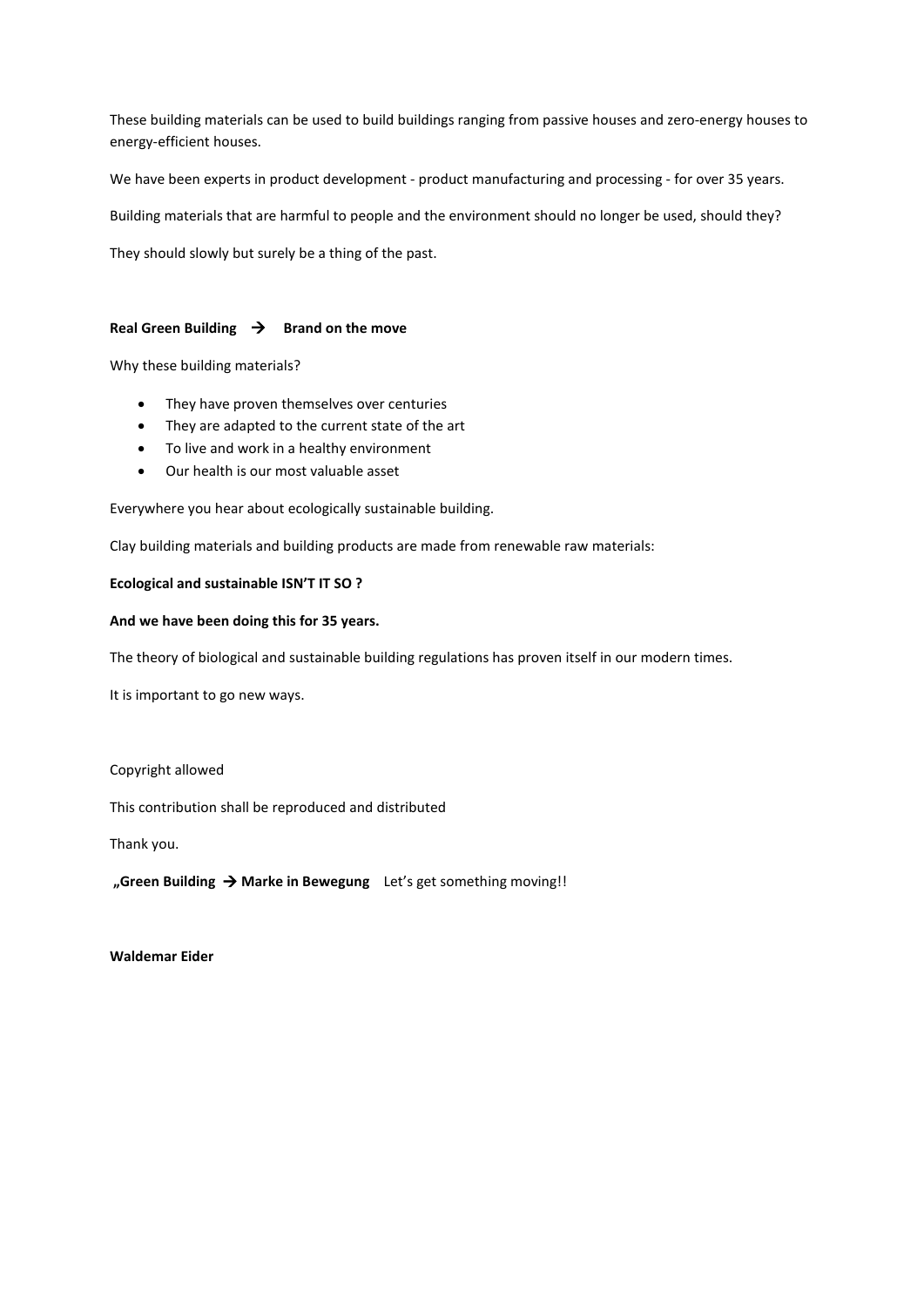These building materials can be used to build buildings ranging from passive houses and zero-energy houses to energy-efficient houses.

We have been experts in product development - product manufacturing and processing - for over 35 years.

Building materials that are harmful to people and the environment should no longer be used, should they?

They should slowly but surely be a thing of the past.

**Real Green Building → Brand on the move**

Why these building materials?

- They have proven themselves over centuries
- They are adapted to the current state of the art
- To live and work in a healthy environment
- Our health is our most valuable asset

Everywhere you hear about ecologically sustainable building.

Clay building materials and building products are made from renewable raw materials:

**Ecological and sustainable ISN'T IT SO ?**

**And we have been doing this for 35 years.**

The theory of biological and sustainable building regulations has proven itself in our modern times.

It is important to go new ways.

Copyright allowed

This contribution shall be reproduced and distributed

Thank you.

**„Green Building → Marke in Bewegung** Let's get something moving!!

**Waldemar Eider**